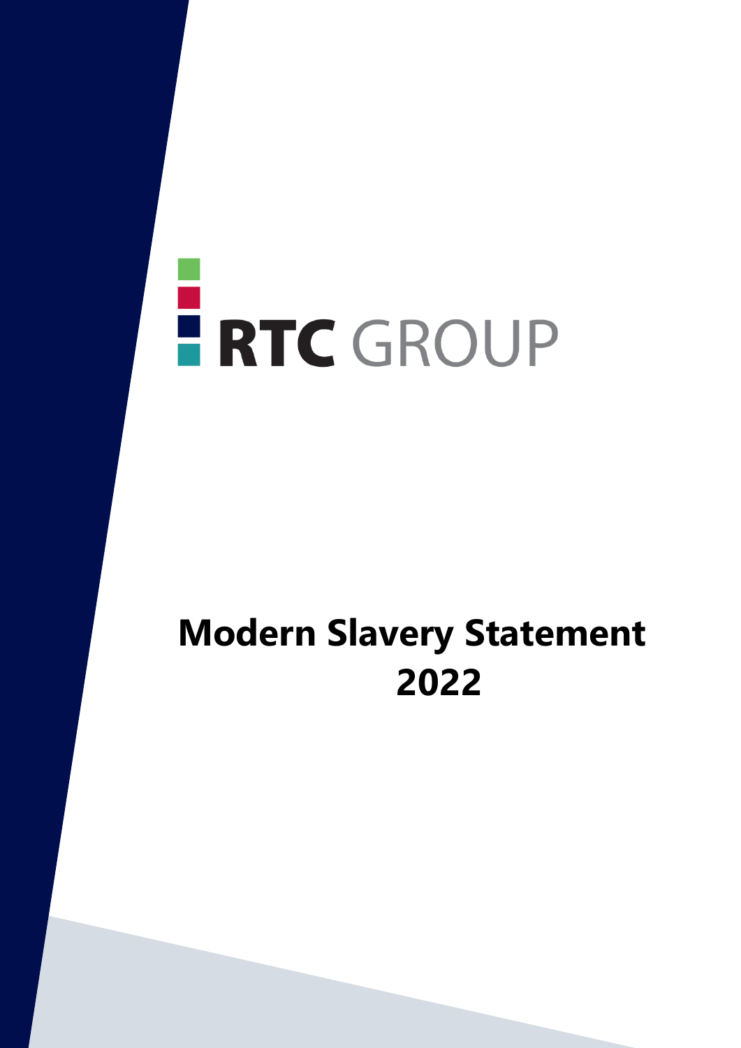RTC GROUP

# Modern Slavery Statement 2022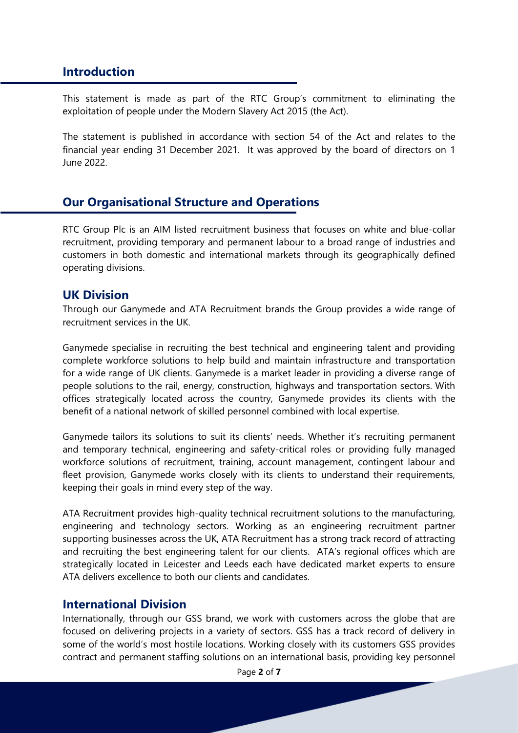## Introduction

This statement is made as part of the RTC Group's commitment to eliminating the exploitation of people under the Modern Slavery Act 2015 (the Act).

The statement is published in accordance with section 54 of the Act and relates to the financial year ending 31 December 2021. It was approved by the board of directors on 1 June 2022.

## Our Organisational Structure and Operations

RTC Group Plc is an AIM listed recruitment business that focuses on white and blue-collar recruitment, providing temporary and permanent labour to a broad range of industries and customers in both domestic and international markets through its geographically defined operating divisions.

### UK Division

Through our Ganymede and ATA Recruitment brands the Group provides a wide range of recruitment services in the UK.

Ganymede specialise in recruiting the best technical and engineering talent and providing complete workforce solutions to help build and maintain infrastructure and transportation for a wide range of UK clients. Ganymede is a market leader in providing a diverse range of people solutions to the rail, energy, construction, highways and transportation sectors. With offices strategically located across the country, Ganymede provides its clients with the benefit of a national network of skilled personnel combined with local expertise.

Ganymede tailors its solutions to suit its clients' needs. Whether it's recruiting permanent and temporary technical, engineering and safety-critical roles or providing fully managed workforce solutions of recruitment, training, account management, contingent labour and fleet provision, Ganymede works closely with its clients to understand their requirements, keeping their goals in mind every step of the way.

ATA Recruitment provides high-quality technical recruitment solutions to the manufacturing, engineering and technology sectors. Working as an engineering recruitment partner supporting businesses across the UK, ATA Recruitment has a strong track record of attracting and recruiting the best engineering talent for our clients. ATA's regional offices which are strategically located in Leicester and Leeds each have dedicated market experts to ensure ATA delivers excellence to both our clients and candidates.

### International Division

Internationally, through our GSS brand, we work with customers across the globe that are focused on delivering projects in a variety of sectors. GSS has a track record of delivery in some of the world's most hostile locations. Working closely with its customers GSS provides contract and permanent staffing solutions on an international basis, providing key personnel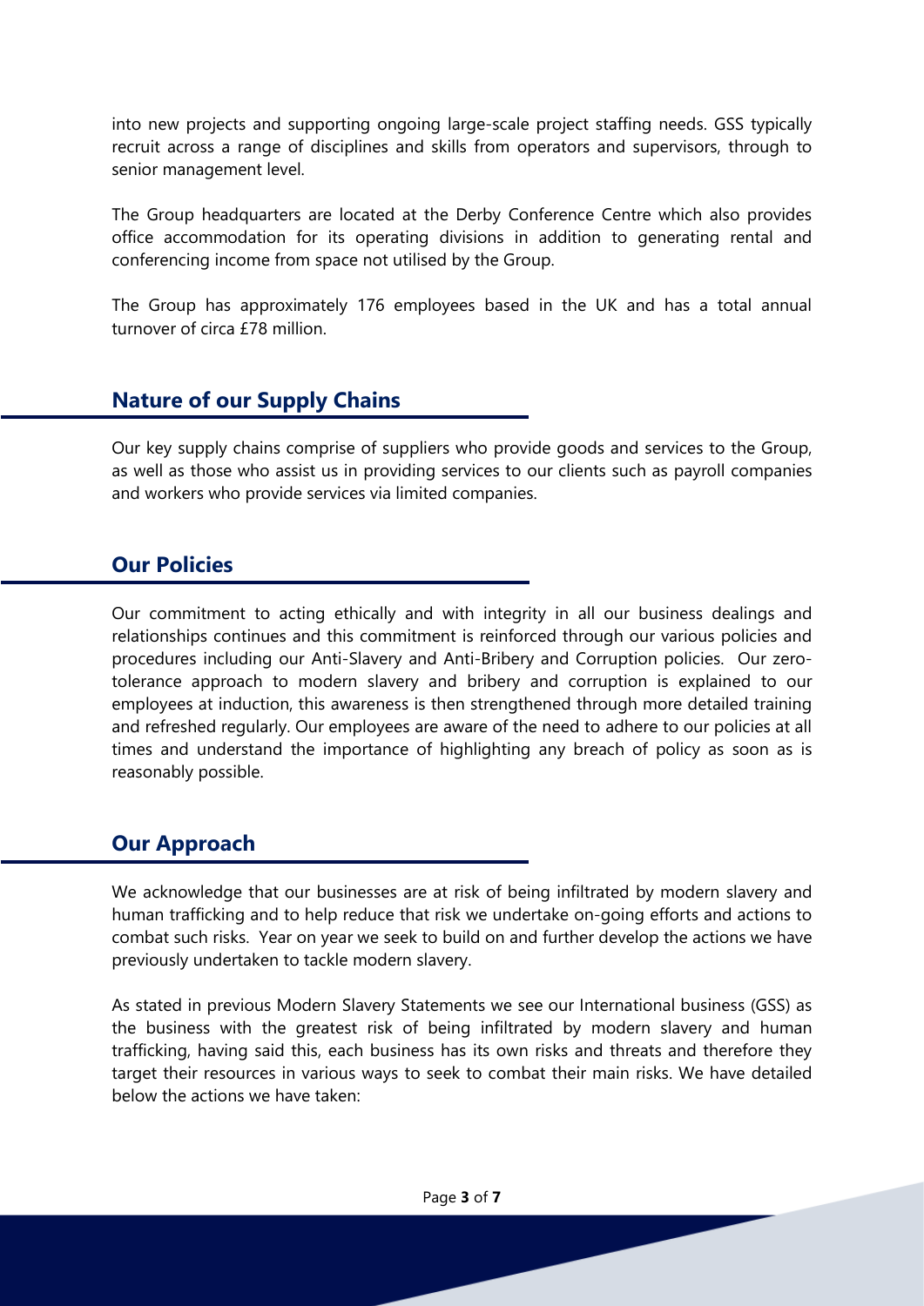into new projects and supporting ongoing large-scale project staffing needs. GSS typically recruit across a range of disciplines and skills from operators and supervisors, through to senior management level.

The Group headquarters are located at the Derby Conference Centre which also provides office accommodation for its operating divisions in addition to generating rental and conferencing income from space not utilised by the Group.

The Group has approximately 176 employees based in the UK and has a total annual turnover of circa £78 million.

## Nature of our Supply Chains

Our key supply chains comprise of suppliers who provide goods and services to the Group, as well as those who assist us in providing services to our clients such as payroll companies and workers who provide services via limited companies.

## Our Policies

Our commitment to acting ethically and with integrity in all our business dealings and relationships continues and this commitment is reinforced through our various policies and procedures including our Anti-Slavery and Anti-Bribery and Corruption policies. Our zero-tolerance approach to modern slavery and bribery and corruption is explained to our employees at induction, this awareness is then strengthened through more detailed training and refreshed regularly. Our employees are aware of the need to adhere to our policies at all times and understand the importance of highlighting any breach of policy as soon as is reasonably possible.

## Our Approach

We acknowledge that our businesses are at risk of being infiltrated by modern slavery and human trafficking and to help reduce that risk we undertake on-going efforts and actions to combat such risks. Year on year we seek to build on and further develop the actions we have previously undertaken to tackle modern slavery.

As stated in previous Modern Slavery Statements we see our International business (GSS) as the business with the greatest risk of being infiltrated by modern slavery and human trafficking, having said this, each business has its own risks and threats and therefore they target their resources in various ways to seek to combat their main risks. We have detailed below the actions we have taken: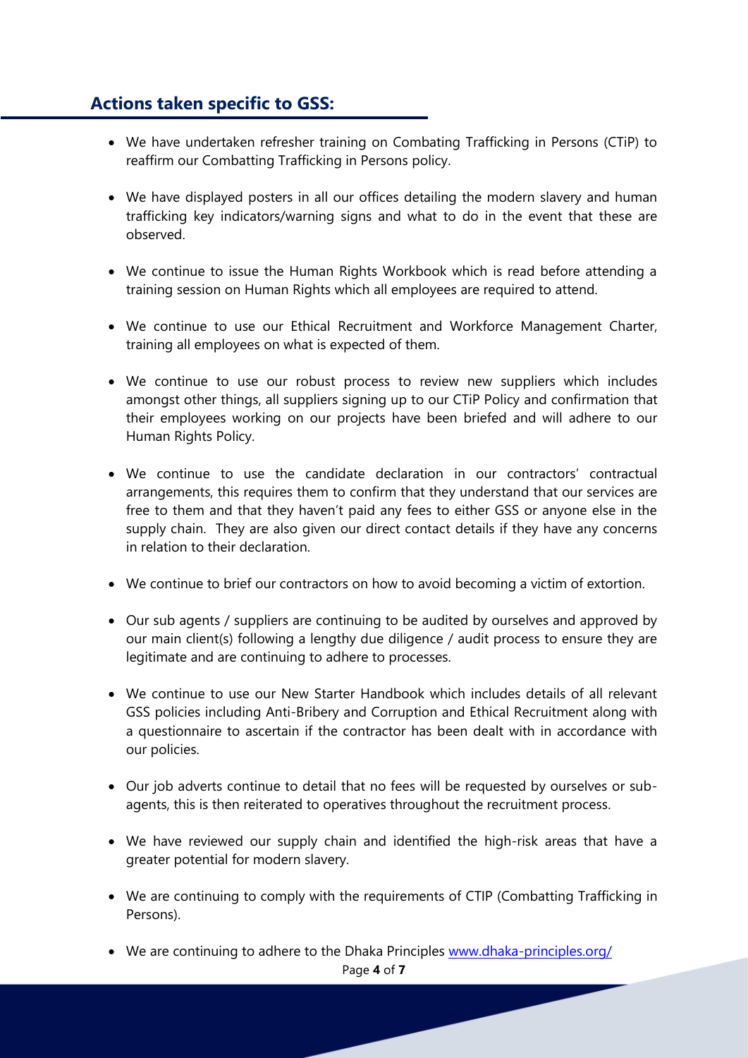## Actions taken specific to GSS:

- We have undertaken refresher training on Combating Trafficking in Persons (CTiP) to reaffirm our Combatting Trafficking in Persons policy.
- We have displayed posters in all our offices detailing the modern slavery and human trafficking key indicators/warning signs and what to do in the event that these are observed.
- We continue to issue the Human Rights Workbook which is read before attending a training session on Human Rights which all employees are required to attend.
- We continue to use our Ethical Recruitment and Workforce Management Charter, training all employees on what is expected of them.
- We continue to use our robust process to review new suppliers which includes amongst other things, all suppliers signing up to our CTiP Policy and confirmation that their employees working on our projects have been briefed and will adhere to our Human Rights Policy.
- We continue to use the candidate declaration in our contractors' contractual arrangements, this requires them to confirm that they understand that our services are free to them and that they haven't paid any fees to either GSS or anyone else in the supply chain. They are also given our direct contact details if they have any concerns in relation to their declaration.
- We continue to brief our contractors on how to avoid becoming a victim of extortion.
- Our sub agents / suppliers are continuing to be audited by ourselves and approved by our main client(s) following a lengthy due diligence / audit process to ensure they are legitimate and are continuing to adhere to processes.
- We continue to use our New Starter Handbook which includes details of all relevant GSS policies including Anti-Bribery and Corruption and Ethical Recruitment along with a questionnaire to ascertain if the contractor has been dealt with in accordance with our policies.
- Our job adverts continue to detail that no fees will be requested by ourselves or sub-agents, this is then reiterated to operatives throughout the recruitment process.
- We have reviewed our supply chain and identified the high-risk areas that have a greater potential for modern slavery.
- We are continuing to comply with the requirements of CTIP (Combatting Trafficking in Persons).
- We are continuing to adhere to the Dhaka Principles [www.dhaka-principles.org/](www.dhaka-principles.org/)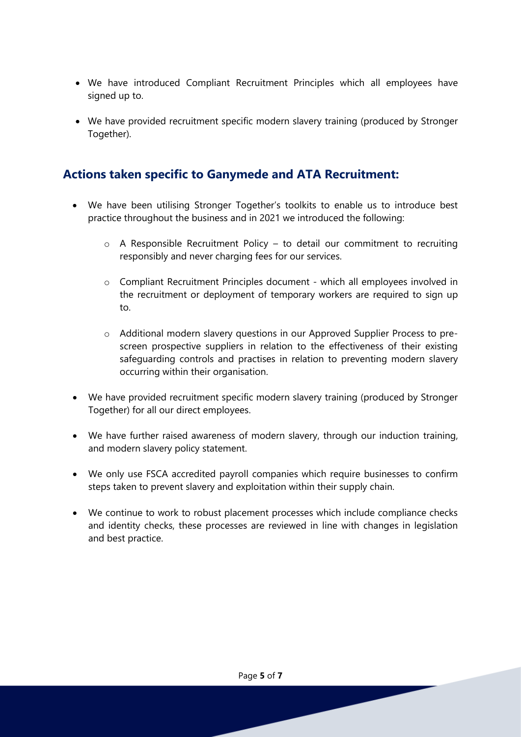- We have introduced Compliant Recruitment Principles which all employees have signed up to.
- We have provided recruitment specific modern slavery training (produced by Stronger Together).

## Actions taken specific to Ganymede and ATA Recruitment:

- We have been utilising Stronger Together's toolkits to enable us to introduce best practice throughout the business and in 2021 we introduced the following:
  - A Responsible Recruitment Policy – to detail our commitment to recruiting responsibly and never charging fees for our services.
  - Compliant Recruitment Principles document - which all employees involved in the recruitment or deployment of temporary workers are required to sign up to.
  - Additional modern slavery questions in our Approved Supplier Process to pre-screen prospective suppliers in relation to the effectiveness of their existing safeguarding controls and practises in relation to preventing modern slavery occurring within their organisation.
- We have provided recruitment specific modern slavery training (produced by Stronger Together) for all our direct employees.
- We have further raised awareness of modern slavery, through our induction training, and modern slavery policy statement.
- We only use FSCA accredited payroll companies which require businesses to confirm steps taken to prevent slavery and exploitation within their supply chain.
- We continue to work to robust placement processes which include compliance checks and identity checks, these processes are reviewed in line with changes in legislation and best practice.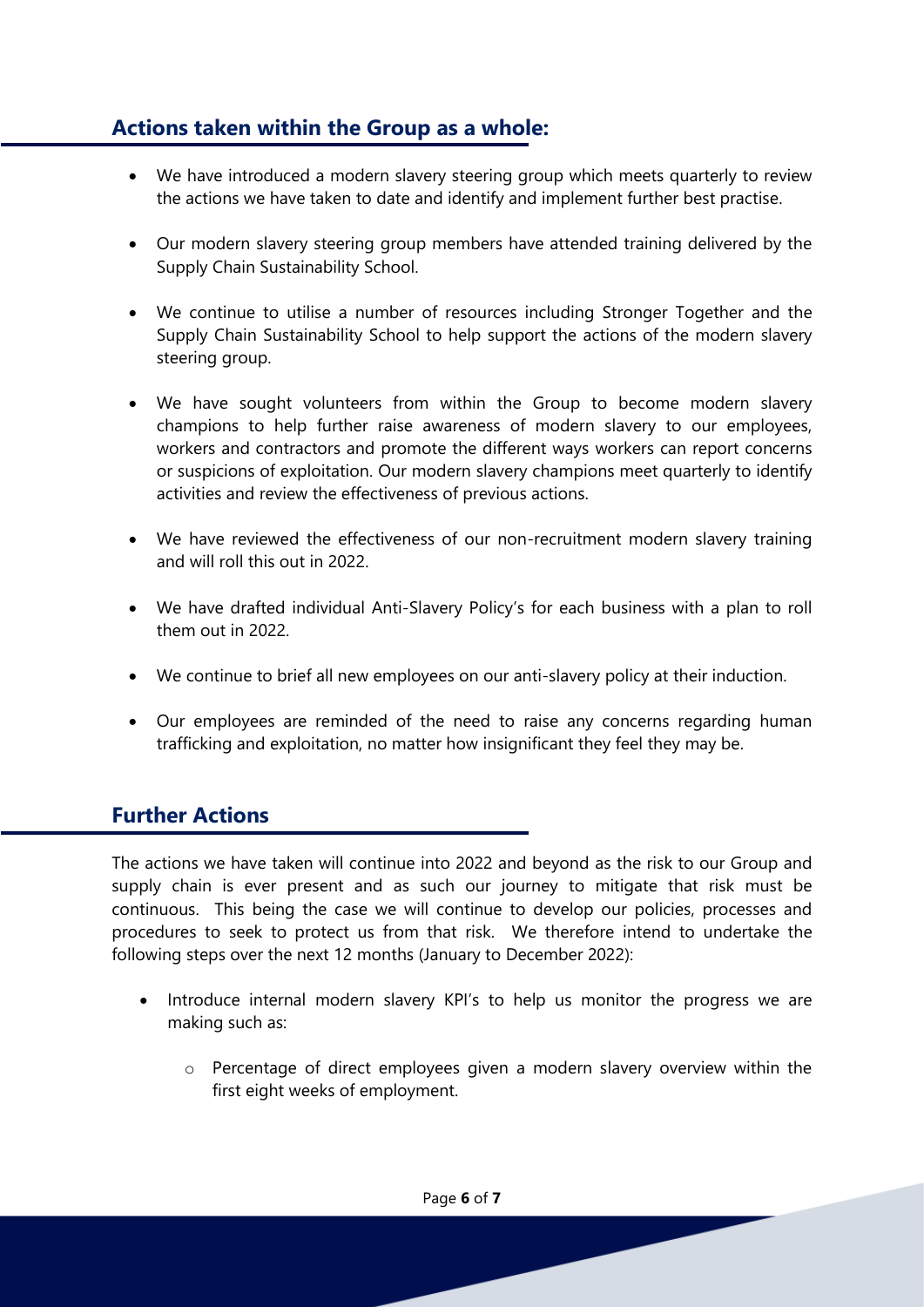## Actions taken within the Group as a whole:

- We have introduced a modern slavery steering group which meets quarterly to review the actions we have taken to date and identify and implement further best practise.
- Our modern slavery steering group members have attended training delivered by the Supply Chain Sustainability School.
- We continue to utilise a number of resources including Stronger Together and the Supply Chain Sustainability School to help support the actions of the modern slavery steering group.
- We have sought volunteers from within the Group to become modern slavery champions to help further raise awareness of modern slavery to our employees, workers and contractors and promote the different ways workers can report concerns or suspicions of exploitation. Our modern slavery champions meet quarterly to identify activities and review the effectiveness of previous actions.
- We have reviewed the effectiveness of our non-recruitment modern slavery training and will roll this out in 2022.
- We have drafted individual Anti-Slavery Policy's for each business with a plan to roll them out in 2022.
- We continue to brief all new employees on our anti-slavery policy at their induction.
- Our employees are reminded of the need to raise any concerns regarding human trafficking and exploitation, no matter how insignificant they feel they may be.

## Further Actions

The actions we have taken will continue into 2022 and beyond as the risk to our Group and supply chain is ever present and as such our journey to mitigate that risk must be continuous. This being the case we will continue to develop our policies, processes and procedures to seek to protect us from that risk. We therefore intend to undertake the following steps over the next 12 months (January to December 2022):

- Introduce internal modern slavery KPI's to help us monitor the progress we are making such as:
  - Percentage of direct employees given a modern slavery overview within the first eight weeks of employment.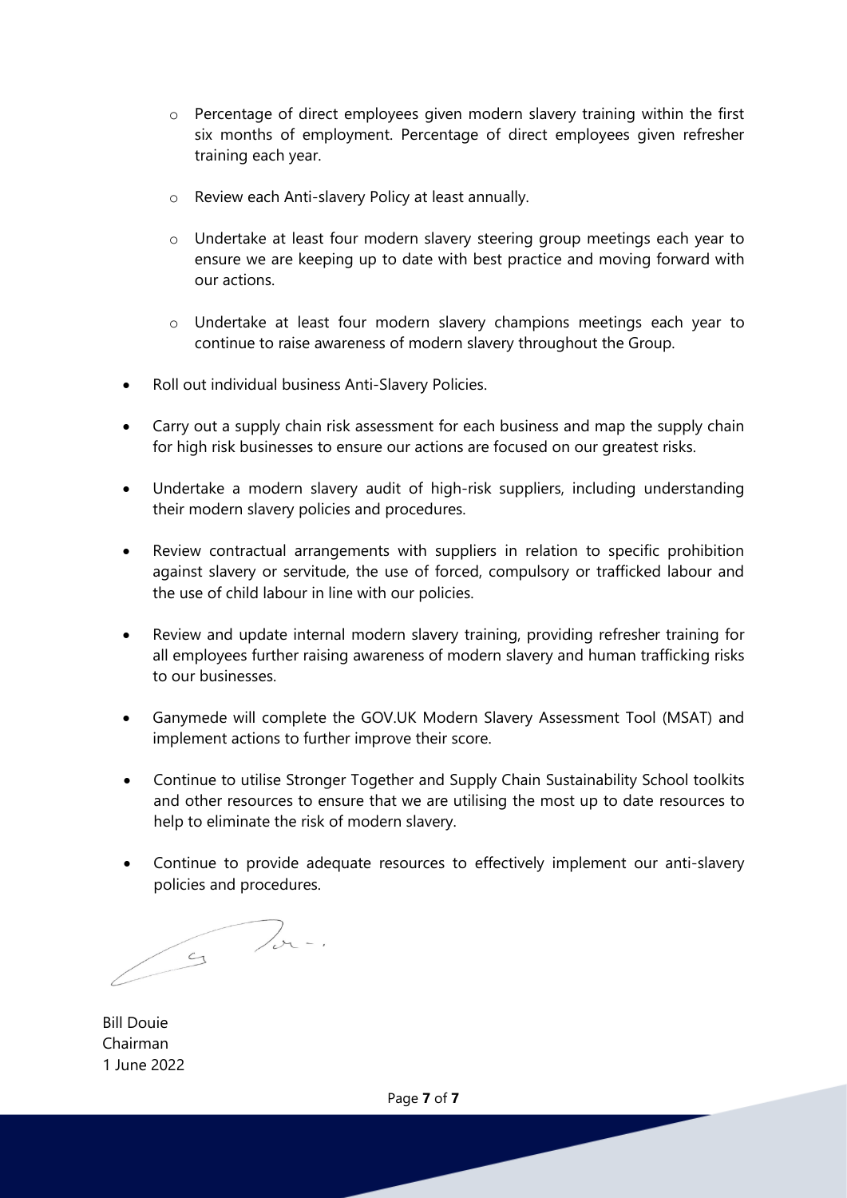- Percentage of direct employees given modern slavery training within the first six months of employment. Percentage of direct employees given refresher training each year.
  - Review each Anti-slavery Policy at least annually.
  - Undertake at least four modern slavery steering group meetings each year to ensure we are keeping up to date with best practice and moving forward with our actions.
  - Undertake at least four modern slavery champions meetings each year to continue to raise awareness of modern slavery throughout the Group.

- Roll out individual business Anti-Slavery Policies.
- Carry out a supply chain risk assessment for each business and map the supply chain for high risk businesses to ensure our actions are focused on our greatest risks.
- Undertake a modern slavery audit of high-risk suppliers, including understanding their modern slavery policies and procedures.
- Review contractual arrangements with suppliers in relation to specific prohibition against slavery or servitude, the use of forced, compulsory or trafficked labour and the use of child labour in line with our policies.
- Review and update internal modern slavery training, providing refresher training for all employees further raising awareness of modern slavery and human trafficking risks to our businesses.
- Ganymede will complete the GOV.UK Modern Slavery Assessment Tool (MSAT) and implement actions to further improve their score.
- Continue to utilise Stronger Together and Supply Chain Sustainability School toolkits and other resources to ensure that we are utilising the most up to date resources to help to eliminate the risk of modern slavery.
- Continue to provide adequate resources to effectively implement our anti-slavery policies and procedures.

Bill Douie
Chairman
1 June 2022